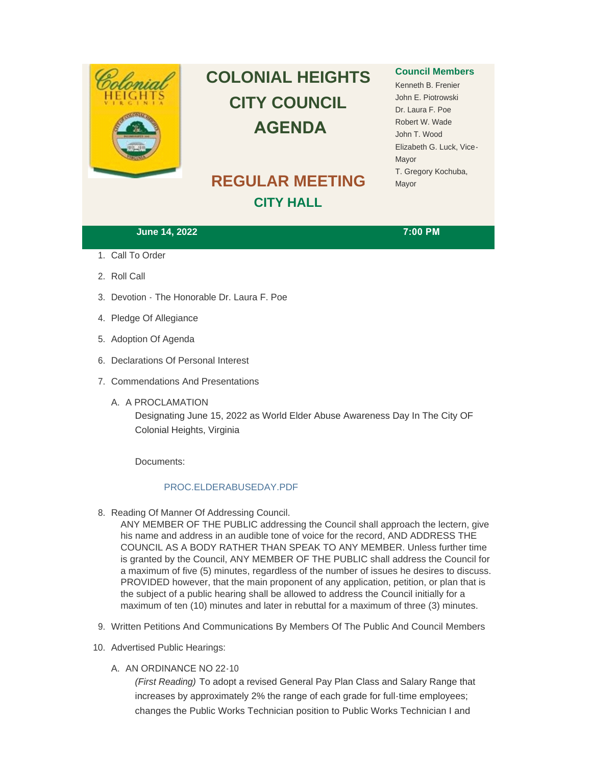# COLONIAL HEIGHTS CITY COUNCIL AGENDA

## REGULAR MEETING

### CITY HALL

**Council Members**

Kenneth B. Frenier
John E. Piotrowski
Dr. Laura F. Poe
Robert W. Wade
John T. Wood
Elizabeth G. Luck, Vice-Mayor
T. Gregory Kochuba, Mayor

**June 14, 2022** **7:00 PM**

1. Call To Order
2. Roll Call
3. Devotion - The Honorable Dr. Laura F. Poe
4. Pledge Of Allegiance
5. Adoption Of Agenda
6. Declarations Of Personal Interest
7. Commendations And Presentations

   A. A PROCLAMATION

      Designating June 15, 2022 as World Elder Abuse Awareness Day In The City OF Colonial Heights, Virginia

      Documents:

      PROC.ELDERABUSEDAY.PDF

8. Reading Of Manner Of Addressing Council.

   ANY MEMBER OF THE PUBLIC addressing the Council shall approach the lectern, give his name and address in an audible tone of voice for the record, AND ADDRESS THE COUNCIL AS A BODY RATHER THAN SPEAK TO ANY MEMBER. Unless further time is granted by the Council, ANY MEMBER OF THE PUBLIC shall address the Council for a maximum of five (5) minutes, regardless of the number of issues he desires to discuss. PROVIDED however, that the main proponent of any application, petition, or plan that is the subject of a public hearing shall be allowed to address the Council initially for a maximum of ten (10) minutes and later in rebuttal for a maximum of three (3) minutes.

9. Written Petitions And Communications By Members Of The Public And Council Members
10. Advertised Public Hearings:

    A. AN ORDINANCE NO 22-10

       *(First Reading)* To adopt a revised General Pay Plan Class and Salary Range that increases by approximately 2% the range of each grade for full-time employees; changes the Public Works Technician position to Public Works Technician I and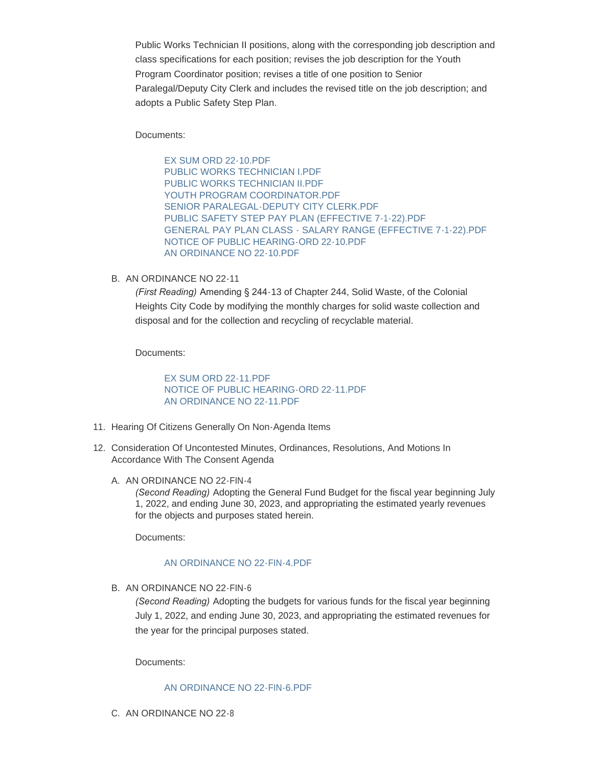Public Works Technician II positions, along with the corresponding job description and class specifications for each position; revises the job description for the Youth Program Coordinator position; revises a title of one position to Senior Paralegal/Deputy City Clerk and includes the revised title on the job description; and adopts a Public Safety Step Plan.

Documents:

- EX SUM ORD 22-10.PDF
- PUBLIC WORKS TECHNICIAN I.PDF
- PUBLIC WORKS TECHNICIAN II.PDF
- YOUTH PROGRAM COORDINATOR.PDF
- SENIOR PARALEGAL-DEPUTY CITY CLERK.PDF
- PUBLIC SAFETY STEP PAY PLAN (EFFECTIVE 7-1-22).PDF
- GENERAL PAY PLAN CLASS - SALARY RANGE (EFFECTIVE 7-1-22).PDF
- NOTICE OF PUBLIC HEARING-ORD 22-10.PDF
- AN ORDINANCE NO 22-10.PDF

B. AN ORDINANCE NO 22-11

*(First Reading)* Amending § 244-13 of Chapter 244, Solid Waste, of the Colonial Heights City Code by modifying the monthly charges for solid waste collection and disposal and for the collection and recycling of recyclable material.

Documents:

- EX SUM ORD 22-11.PDF
- NOTICE OF PUBLIC HEARING-ORD 22-11.PDF
- AN ORDINANCE NO 22-11.PDF

11. Hearing Of Citizens Generally On Non-Agenda Items

12. Consideration Of Uncontested Minutes, Ordinances, Resolutions, And Motions In Accordance With The Consent Agenda

A. AN ORDINANCE NO 22-FIN-4

*(Second Reading)* Adopting the General Fund Budget for the fiscal year beginning July 1, 2022, and ending June 30, 2023, and appropriating the estimated yearly revenues for the objects and purposes stated herein.

Documents:

- AN ORDINANCE NO 22-FIN-4.PDF

B. AN ORDINANCE NO 22-FIN-6

*(Second Reading)* Adopting the budgets for various funds for the fiscal year beginning July 1, 2022, and ending June 30, 2023, and appropriating the estimated revenues for the year for the principal purposes stated.

Documents:

- AN ORDINANCE NO 22-FIN-6.PDF

C. AN ORDINANCE NO 22-8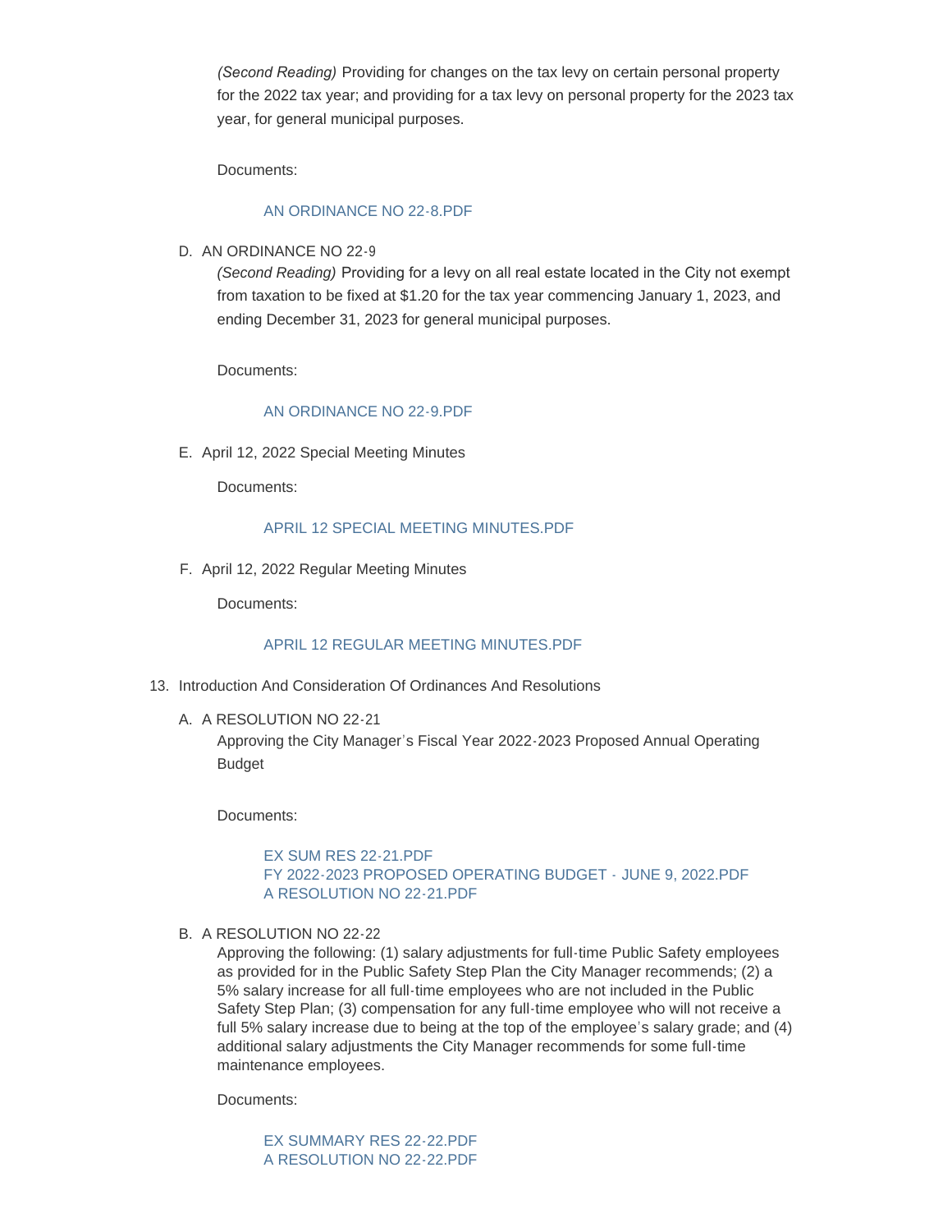*(Second Reading)* Providing for changes on the tax levy on certain personal property for the 2022 tax year; and providing for a tax levy on personal property for the 2023 tax year, for general municipal purposes.

Documents:

AN ORDINANCE NO 22-8.PDF

D. AN ORDINANCE NO 22-9

*(Second Reading)* Providing for a levy on all real estate located in the City not exempt from taxation to be fixed at $1.20 for the tax year commencing January 1, 2023, and ending December 31, 2023 for general municipal purposes.

Documents:

AN ORDINANCE NO 22-9.PDF

E. April 12, 2022 Special Meeting Minutes

Documents:

APRIL 12 SPECIAL MEETING MINUTES.PDF

F. April 12, 2022 Regular Meeting Minutes

Documents:

APRIL 12 REGULAR MEETING MINUTES.PDF

13. Introduction And Consideration Of Ordinances And Resolutions

A. A RESOLUTION NO 22-21

Approving the City Manager's Fiscal Year 2022-2023 Proposed Annual Operating Budget

Documents:

EX SUM RES 22-21.PDF
FY 2022-2023 PROPOSED OPERATING BUDGET - JUNE 9, 2022.PDF
A RESOLUTION NO 22-21.PDF

B. A RESOLUTION NO 22-22

Approving the following: (1) salary adjustments for full-time Public Safety employees as provided for in the Public Safety Step Plan the City Manager recommends; (2) a 5% salary increase for all full-time employees who are not included in the Public Safety Step Plan; (3) compensation for any full-time employee who will not receive a full 5% salary increase due to being at the top of the employee's salary grade; and (4) additional salary adjustments the City Manager recommends for some full-time maintenance employees.

Documents:

EX SUMMARY RES 22-22.PDF
A RESOLUTION NO 22-22.PDF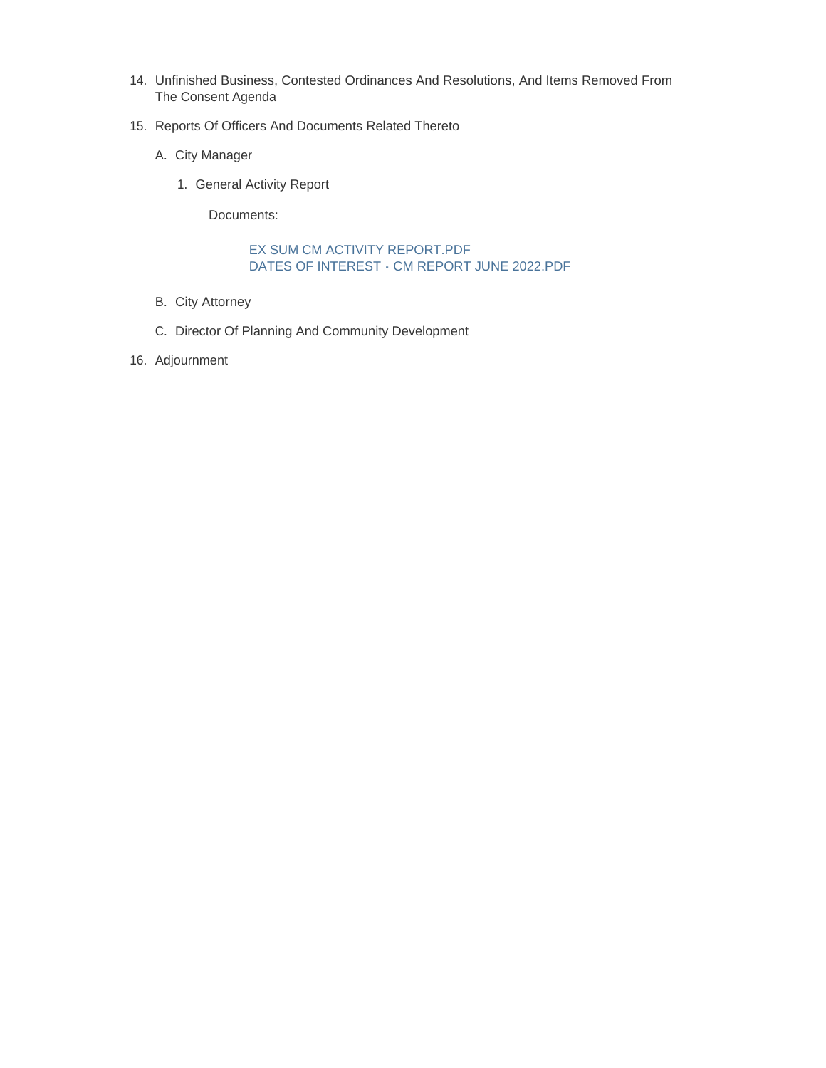14. Unfinished Business, Contested Ordinances And Resolutions, And Items Removed From The Consent Agenda

15. Reports Of Officers And Documents Related Thereto

    A. City Manager

       1. General Activity Report

          Documents:

          EX SUM CM ACTIVITY REPORT.PDF
          DATES OF INTEREST - CM REPORT JUNE 2022.PDF

    B. City Attorney

    C. Director Of Planning And Community Development

16. Adjournment